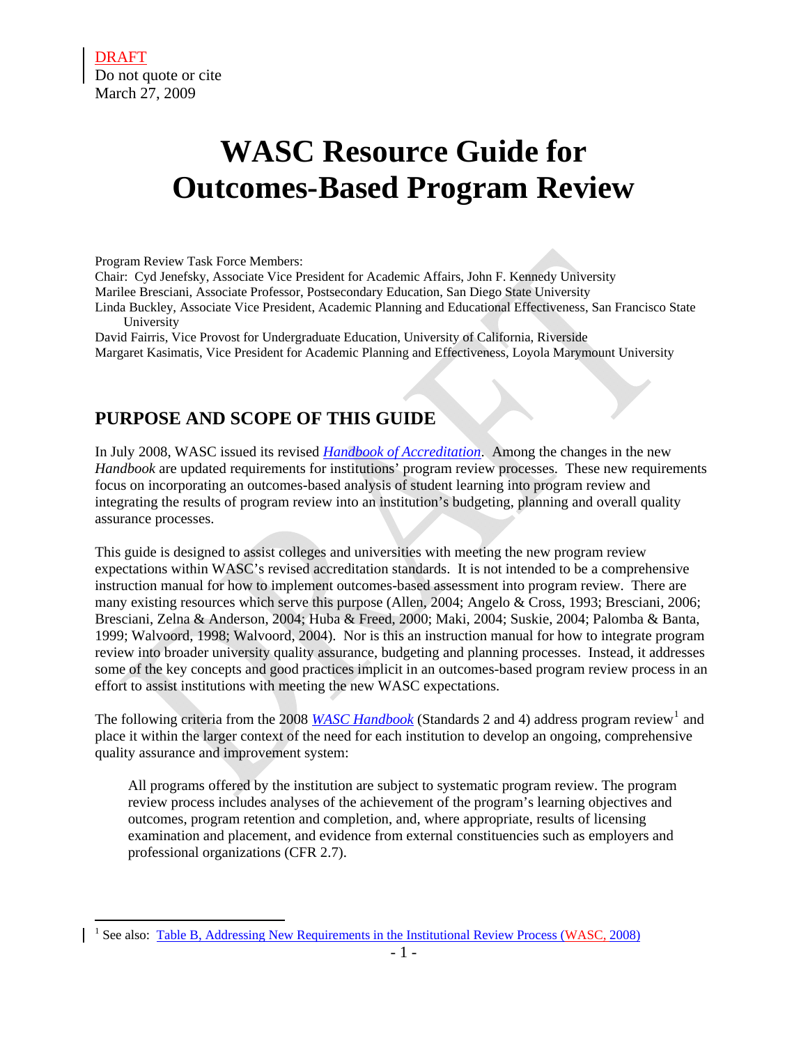DRAFT
Do not quote or cite
March 27, 2009

# WASC Resource Guide for Outcomes-Based Program Review

Program Review Task Force Members:
Chair: Cyd Jenefsky, Associate Vice President for Academic Affairs, John F. Kennedy University
Marilee Bresciani, Associate Professor, Postsecondary Education, San Diego State University
Linda Buckley, Associate Vice President, Academic Planning and Educational Effectiveness, San Francisco State University
David Fairris, Vice Provost for Undergraduate Education, University of California, Riverside
Margaret Kasimatis, Vice President for Academic Planning and Effectiveness, Loyola Marymount University

## PURPOSE AND SCOPE OF THIS GUIDE

In July 2008, WASC issued its revised *Handbook of Accreditation*. Among the changes in the new *Handbook* are updated requirements for institutions' program review processes. These new requirements focus on incorporating an outcomes-based analysis of student learning into program review and integrating the results of program review into an institution's budgeting, planning and overall quality assurance processes.

This guide is designed to assist colleges and universities with meeting the new program review expectations within WASC's revised accreditation standards. It is not intended to be a comprehensive instruction manual for how to implement outcomes-based assessment into program review. There are many existing resources which serve this purpose (Allen, 2004; Angelo & Cross, 1993; Bresciani, 2006; Bresciani, Zelna & Anderson, 2004; Huba & Freed, 2000; Maki, 2004; Suskie, 2004; Palomba & Banta, 1999; Walvoord, 1998; Walvoord, 2004). Nor is this an instruction manual for how to integrate program review into broader university quality assurance, budgeting and planning processes. Instead, it addresses some of the key concepts and good practices implicit in an outcomes-based program review process in an effort to assist institutions with meeting the new WASC expectations.

The following criteria from the 2008 *WASC Handbook* (Standards 2 and 4) address program review[1] and place it within the larger context of the need for each institution to develop an ongoing, comprehensive quality assurance and improvement system:

> All programs offered by the institution are subject to systematic program review. The program review process includes analyses of the achievement of the program's learning objectives and outcomes, program retention and completion, and, where appropriate, results of licensing examination and placement, and evidence from external constituencies such as employers and professional organizations (CFR 2.7).

[1] See also: Table B, Addressing New Requirements in the Institutional Review Process (WASC, 2008)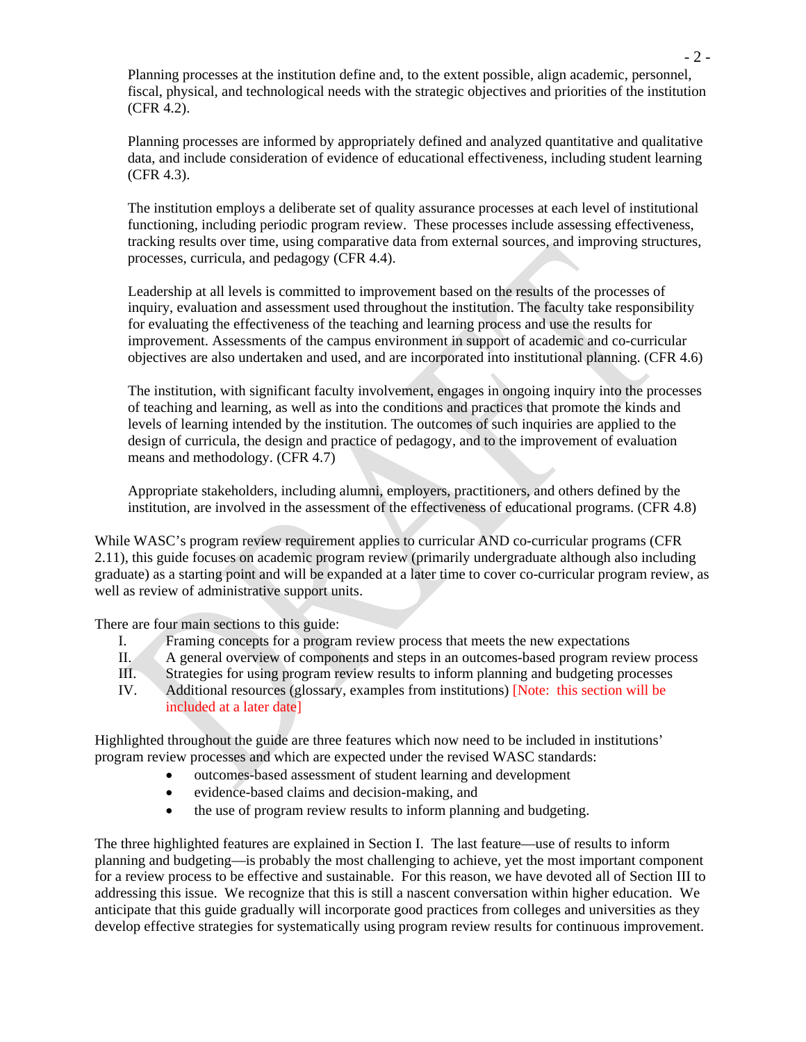Planning processes at the institution define and, to the extent possible, align academic, personnel, fiscal, physical, and technological needs with the strategic objectives and priorities of the institution (CFR 4.2).

Planning processes are informed by appropriately defined and analyzed quantitative and qualitative data, and include consideration of evidence of educational effectiveness, including student learning (CFR 4.3).

The institution employs a deliberate set of quality assurance processes at each level of institutional functioning, including periodic program review. These processes include assessing effectiveness, tracking results over time, using comparative data from external sources, and improving structures, processes, curricula, and pedagogy (CFR 4.4).

Leadership at all levels is committed to improvement based on the results of the processes of inquiry, evaluation and assessment used throughout the institution. The faculty take responsibility for evaluating the effectiveness of the teaching and learning process and use the results for improvement. Assessments of the campus environment in support of academic and co-curricular objectives are also undertaken and used, and are incorporated into institutional planning. (CFR 4.6)

The institution, with significant faculty involvement, engages in ongoing inquiry into the processes of teaching and learning, as well as into the conditions and practices that promote the kinds and levels of learning intended by the institution. The outcomes of such inquiries are applied to the design of curricula, the design and practice of pedagogy, and to the improvement of evaluation means and methodology. (CFR 4.7)

Appropriate stakeholders, including alumni, employers, practitioners, and others defined by the institution, are involved in the assessment of the effectiveness of educational programs. (CFR 4.8)

While WASC's program review requirement applies to curricular AND co-curricular programs (CFR 2.11), this guide focuses on academic program review (primarily undergraduate although also including graduate) as a starting point and will be expanded at a later time to cover co-curricular program review, as well as review of administrative support units.

There are four main sections to this guide:

- I. Framing concepts for a program review process that meets the new expectations
- II. A general overview of components and steps in an outcomes-based program review process
- III. Strategies for using program review results to inform planning and budgeting processes
- IV. Additional resources (glossary, examples from institutions) [Note: this section will be included at a later date]

Highlighted throughout the guide are three features which now need to be included in institutions' program review processes and which are expected under the revised WASC standards:

- outcomes-based assessment of student learning and development
- evidence-based claims and decision-making, and
- the use of program review results to inform planning and budgeting.

The three highlighted features are explained in Section I. The last feature—use of results to inform planning and budgeting—is probably the most challenging to achieve, yet the most important component for a review process to be effective and sustainable. For this reason, we have devoted all of Section III to addressing this issue. We recognize that this is still a nascent conversation within higher education. We anticipate that this guide gradually will incorporate good practices from colleges and universities as they develop effective strategies for systematically using program review results for continuous improvement.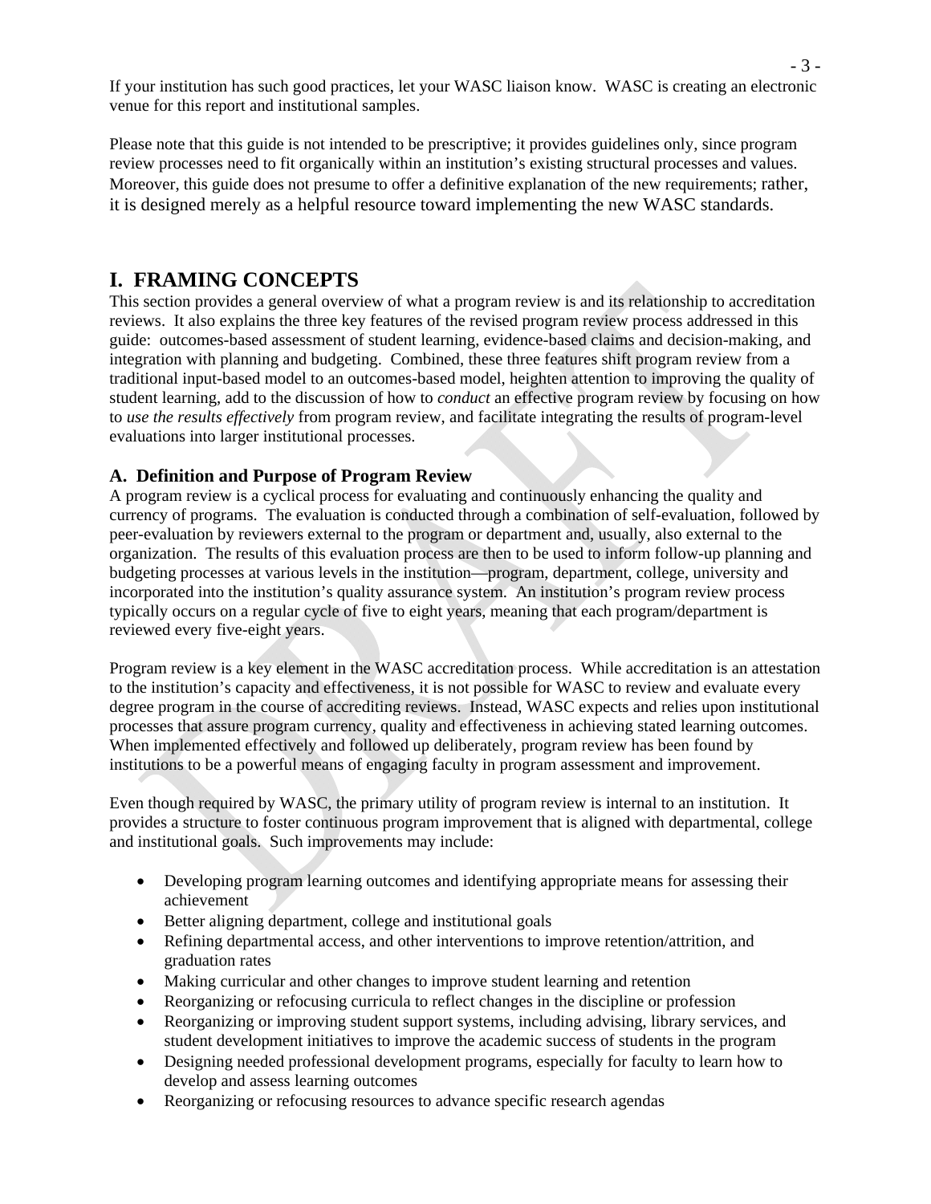If your institution has such good practices, let your WASC liaison know. WASC is creating an electronic venue for this report and institutional samples.

Please note that this guide is not intended to be prescriptive; it provides guidelines only, since program review processes need to fit organically within an institution's existing structural processes and values. Moreover, this guide does not presume to offer a definitive explanation of the new requirements; rather, it is designed merely as a helpful resource toward implementing the new WASC standards.

# I. FRAMING CONCEPTS

This section provides a general overview of what a program review is and its relationship to accreditation reviews. It also explains the three key features of the revised program review process addressed in this guide: outcomes-based assessment of student learning, evidence-based claims and decision-making, and integration with planning and budgeting. Combined, these three features shift program review from a traditional input-based model to an outcomes-based model, heighten attention to improving the quality of student learning, add to the discussion of how to *conduct* an effective program review by focusing on how to *use the results effectively* from program review, and facilitate integrating the results of program-level evaluations into larger institutional processes.

## A. Definition and Purpose of Program Review

A program review is a cyclical process for evaluating and continuously enhancing the quality and currency of programs. The evaluation is conducted through a combination of self-evaluation, followed by peer-evaluation by reviewers external to the program or department and, usually, also external to the organization. The results of this evaluation process are then to be used to inform follow-up planning and budgeting processes at various levels in the institution—program, department, college, university and incorporated into the institution's quality assurance system. An institution's program review process typically occurs on a regular cycle of five to eight years, meaning that each program/department is reviewed every five-eight years.

Program review is a key element in the WASC accreditation process. While accreditation is an attestation to the institution's capacity and effectiveness, it is not possible for WASC to review and evaluate every degree program in the course of accrediting reviews. Instead, WASC expects and relies upon institutional processes that assure program currency, quality and effectiveness in achieving stated learning outcomes. When implemented effectively and followed up deliberately, program review has been found by institutions to be a powerful means of engaging faculty in program assessment and improvement.

Even though required by WASC, the primary utility of program review is internal to an institution. It provides a structure to foster continuous program improvement that is aligned with departmental, college and institutional goals. Such improvements may include:

- Developing program learning outcomes and identifying appropriate means for assessing their achievement
- Better aligning department, college and institutional goals
- Refining departmental access, and other interventions to improve retention/attrition, and graduation rates
- Making curricular and other changes to improve student learning and retention
- Reorganizing or refocusing curricula to reflect changes in the discipline or profession
- Reorganizing or improving student support systems, including advising, library services, and student development initiatives to improve the academic success of students in the program
- Designing needed professional development programs, especially for faculty to learn how to develop and assess learning outcomes
- Reorganizing or refocusing resources to advance specific research agendas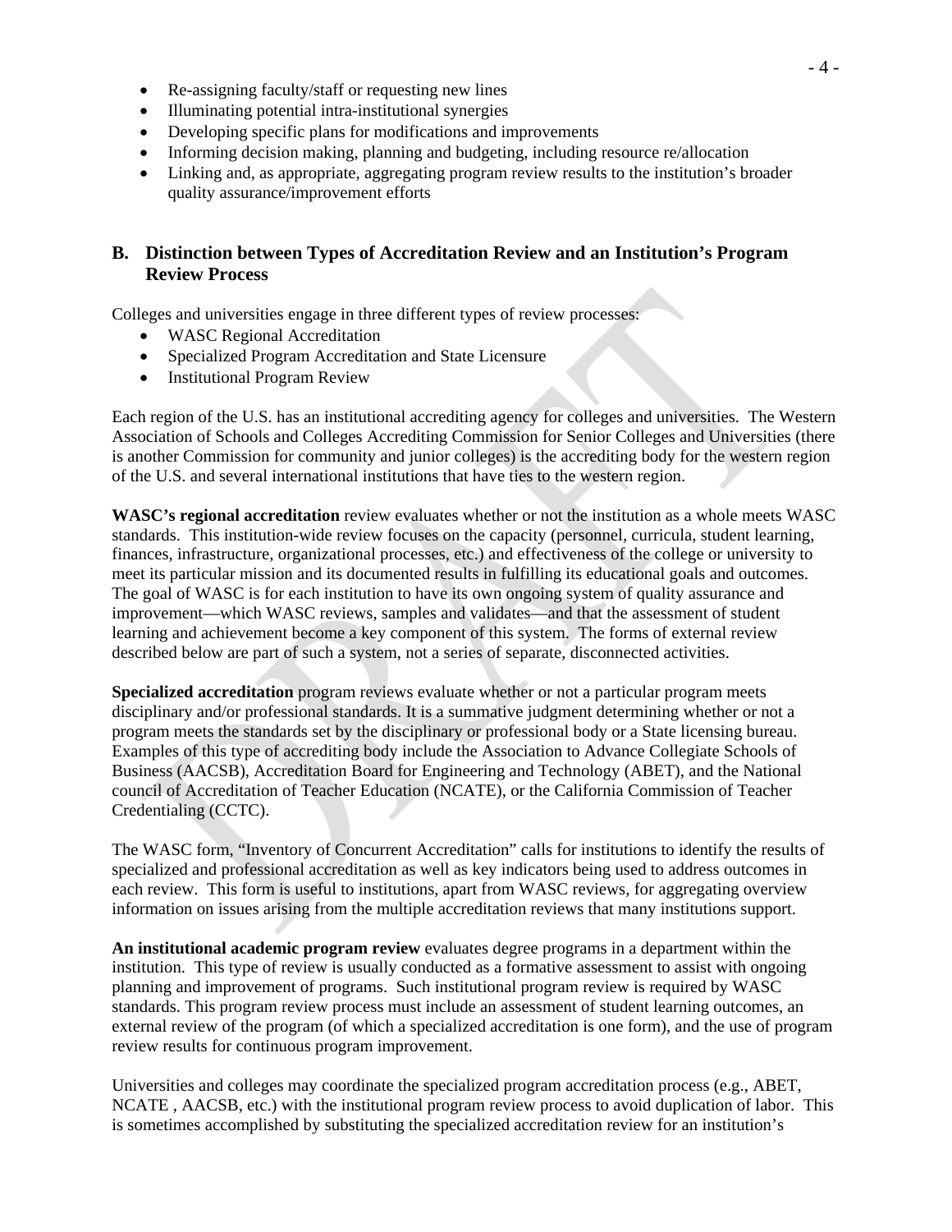- Re-assigning faculty/staff or requesting new lines
- Illuminating potential intra-institutional synergies
- Developing specific plans for modifications and improvements
- Informing decision making, planning and budgeting, including resource re/allocation
- Linking and, as appropriate, aggregating program review results to the institution's broader quality assurance/improvement efforts

## B. Distinction between Types of Accreditation Review and an Institution's Program Review Process

Colleges and universities engage in three different types of review processes:

- WASC Regional Accreditation
- Specialized Program Accreditation and State Licensure
- Institutional Program Review

Each region of the U.S. has an institutional accrediting agency for colleges and universities. The Western Association of Schools and Colleges Accrediting Commission for Senior Colleges and Universities (there is another Commission for community and junior colleges) is the accrediting body for the western region of the U.S. and several international institutions that have ties to the western region.

**WASC's regional accreditation** review evaluates whether or not the institution as a whole meets WASC standards. This institution-wide review focuses on the capacity (personnel, curricula, student learning, finances, infrastructure, organizational processes, etc.) and effectiveness of the college or university to meet its particular mission and its documented results in fulfilling its educational goals and outcomes. The goal of WASC is for each institution to have its own ongoing system of quality assurance and improvement—which WASC reviews, samples and validates—and that the assessment of student learning and achievement become a key component of this system. The forms of external review described below are part of such a system, not a series of separate, disconnected activities.

**Specialized accreditation** program reviews evaluate whether or not a particular program meets disciplinary and/or professional standards. It is a summative judgment determining whether or not a program meets the standards set by the disciplinary or professional body or a State licensing bureau. Examples of this type of accrediting body include the Association to Advance Collegiate Schools of Business (AACSB), Accreditation Board for Engineering and Technology (ABET), and the National council of Accreditation of Teacher Education (NCATE), or the California Commission of Teacher Credentialing (CCTC).

The WASC form, "Inventory of Concurrent Accreditation" calls for institutions to identify the results of specialized and professional accreditation as well as key indicators being used to address outcomes in each review. This form is useful to institutions, apart from WASC reviews, for aggregating overview information on issues arising from the multiple accreditation reviews that many institutions support.

**An institutional academic program review** evaluates degree programs in a department within the institution. This type of review is usually conducted as a formative assessment to assist with ongoing planning and improvement of programs. Such institutional program review is required by WASC standards. This program review process must include an assessment of student learning outcomes, an external review of the program (of which a specialized accreditation is one form), and the use of program review results for continuous program improvement.

Universities and colleges may coordinate the specialized program accreditation process (e.g., ABET, NCATE , AACSB, etc.) with the institutional program review process to avoid duplication of labor. This is sometimes accomplished by substituting the specialized accreditation review for an institution's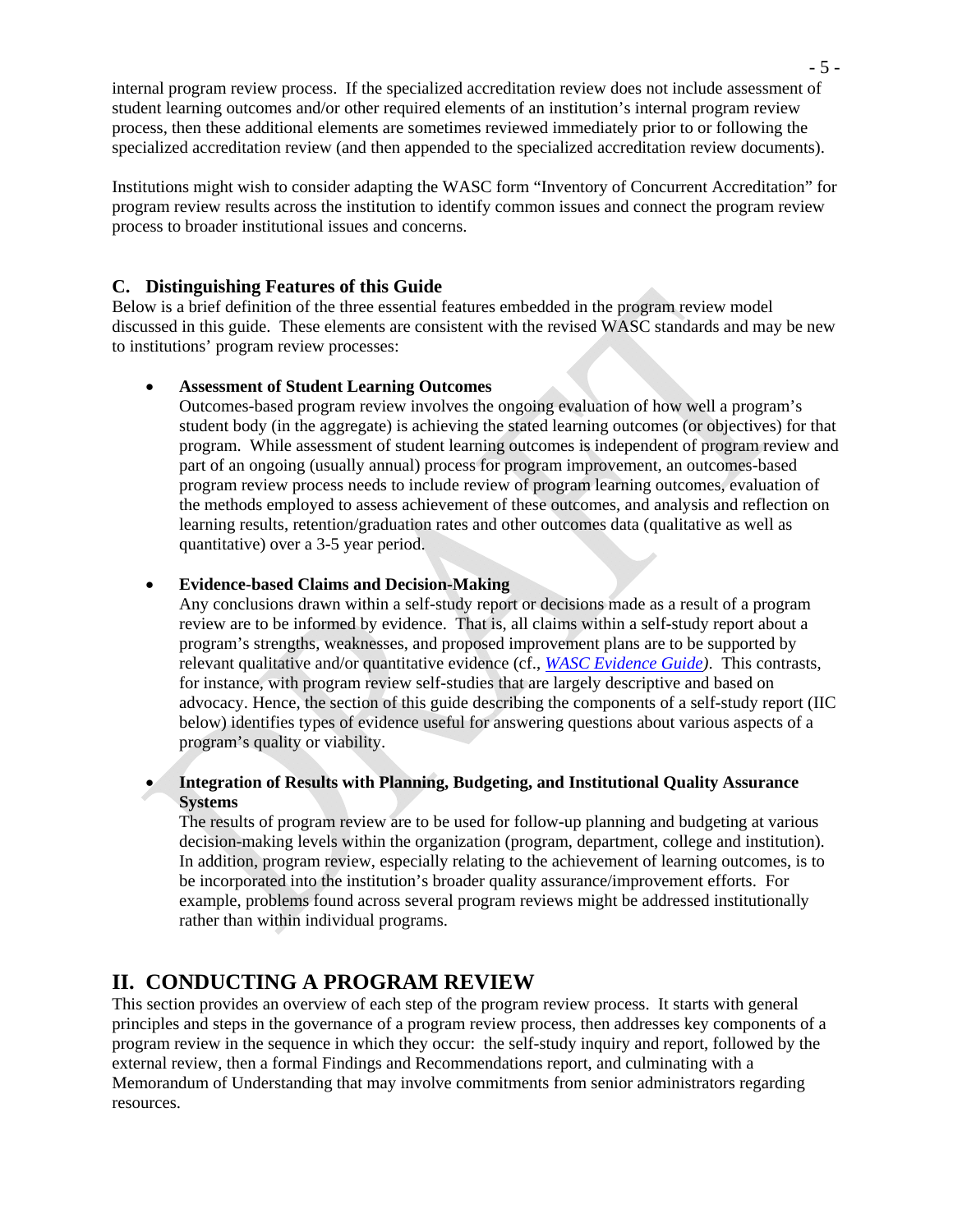internal program review process. If the specialized accreditation review does not include assessment of student learning outcomes and/or other required elements of an institution's internal program review process, then these additional elements are sometimes reviewed immediately prior to or following the specialized accreditation review (and then appended to the specialized accreditation review documents).

Institutions might wish to consider adapting the WASC form "Inventory of Concurrent Accreditation" for program review results across the institution to identify common issues and connect the program review process to broader institutional issues and concerns.

### C. Distinguishing Features of this Guide

Below is a brief definition of the three essential features embedded in the program review model discussed in this guide. These elements are consistent with the revised WASC standards and may be new to institutions' program review processes:

- **Assessment of Student Learning Outcomes**
  Outcomes-based program review involves the ongoing evaluation of how well a program's student body (in the aggregate) is achieving the stated learning outcomes (or objectives) for that program. While assessment of student learning outcomes is independent of program review and part of an ongoing (usually annual) process for program improvement, an outcomes-based program review process needs to include review of program learning outcomes, evaluation of the methods employed to assess achievement of these outcomes, and analysis and reflection on learning results, retention/graduation rates and other outcomes data (qualitative as well as quantitative) over a 3-5 year period.

- **Evidence-based Claims and Decision-Making**
  Any conclusions drawn within a self-study report or decisions made as a result of a program review are to be informed by evidence. That is, all claims within a self-study report about a program's strengths, weaknesses, and proposed improvement plans are to be supported by relevant qualitative and/or quantitative evidence (cf., *WASC Evidence Guide)*. This contrasts, for instance, with program review self-studies that are largely descriptive and based on advocacy. Hence, the section of this guide describing the components of a self-study report (IIC below) identifies types of evidence useful for answering questions about various aspects of a program's quality or viability.

- **Integration of Results with Planning, Budgeting, and Institutional Quality Assurance Systems**
  The results of program review are to be used for follow-up planning and budgeting at various decision-making levels within the organization (program, department, college and institution). In addition, program review, especially relating to the achievement of learning outcomes, is to be incorporated into the institution's broader quality assurance/improvement efforts. For example, problems found across several program reviews might be addressed institutionally rather than within individual programs.

## II. CONDUCTING A PROGRAM REVIEW

This section provides an overview of each step of the program review process. It starts with general principles and steps in the governance of a program review process, then addresses key components of a program review in the sequence in which they occur: the self-study inquiry and report, followed by the external review, then a formal Findings and Recommendations report, and culminating with a Memorandum of Understanding that may involve commitments from senior administrators regarding resources.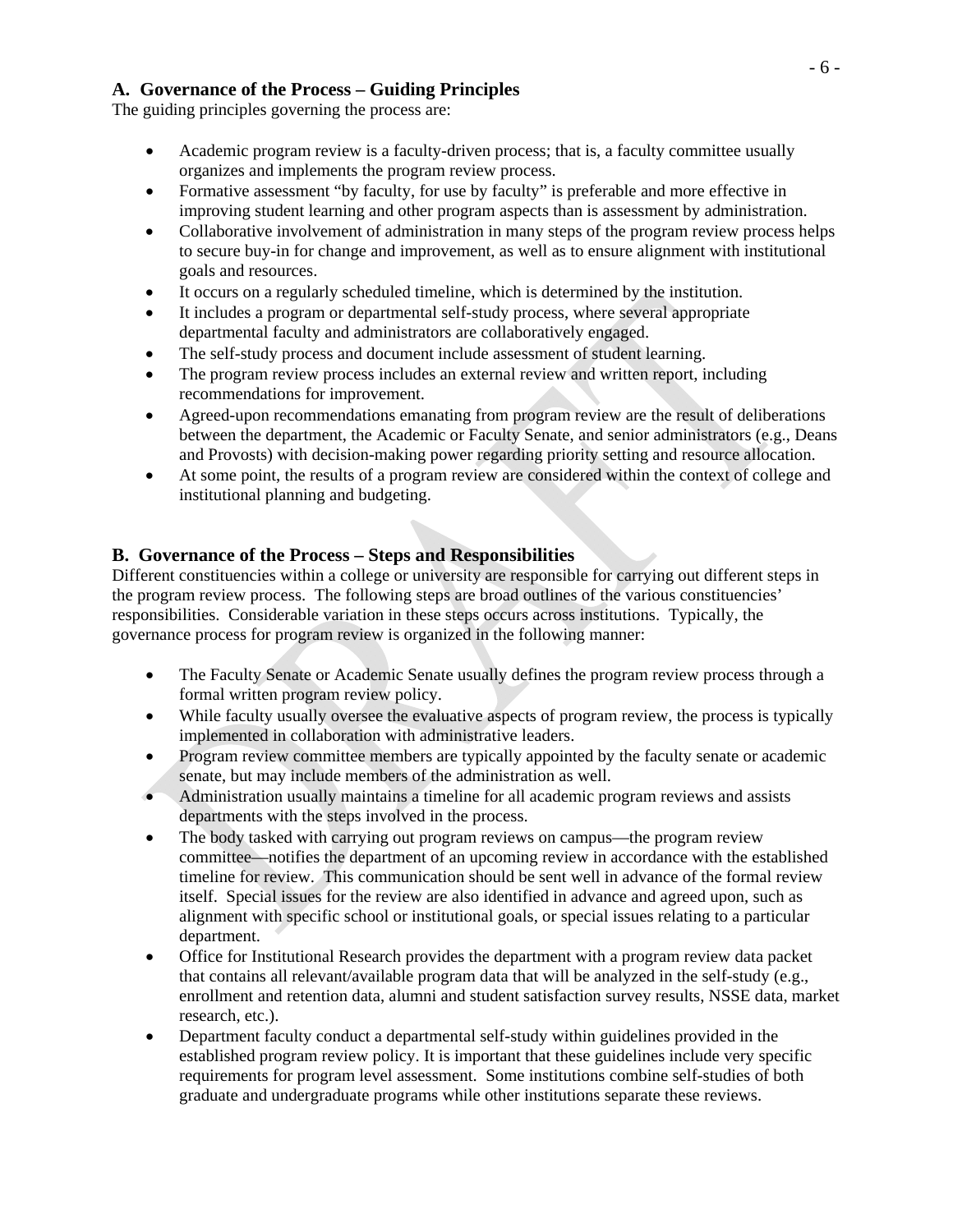### A. Governance of the Process – Guiding Principles

The guiding principles governing the process are:

- Academic program review is a faculty-driven process; that is, a faculty committee usually organizes and implements the program review process.
- Formative assessment "by faculty, for use by faculty" is preferable and more effective in improving student learning and other program aspects than is assessment by administration.
- Collaborative involvement of administration in many steps of the program review process helps to secure buy-in for change and improvement, as well as to ensure alignment with institutional goals and resources.
- It occurs on a regularly scheduled timeline, which is determined by the institution.
- It includes a program or departmental self-study process, where several appropriate departmental faculty and administrators are collaboratively engaged.
- The self-study process and document include assessment of student learning.
- The program review process includes an external review and written report, including recommendations for improvement.
- Agreed-upon recommendations emanating from program review are the result of deliberations between the department, the Academic or Faculty Senate, and senior administrators (e.g., Deans and Provosts) with decision-making power regarding priority setting and resource allocation.
- At some point, the results of a program review are considered within the context of college and institutional planning and budgeting.

### B. Governance of the Process – Steps and Responsibilities

Different constituencies within a college or university are responsible for carrying out different steps in the program review process. The following steps are broad outlines of the various constituencies' responsibilities. Considerable variation in these steps occurs across institutions. Typically, the governance process for program review is organized in the following manner:

- The Faculty Senate or Academic Senate usually defines the program review process through a formal written program review policy.
- While faculty usually oversee the evaluative aspects of program review, the process is typically implemented in collaboration with administrative leaders.
- Program review committee members are typically appointed by the faculty senate or academic senate, but may include members of the administration as well.
- Administration usually maintains a timeline for all academic program reviews and assists departments with the steps involved in the process.
- The body tasked with carrying out program reviews on campus—the program review committee—notifies the department of an upcoming review in accordance with the established timeline for review. This communication should be sent well in advance of the formal review itself. Special issues for the review are also identified in advance and agreed upon, such as alignment with specific school or institutional goals, or special issues relating to a particular department.
- Office for Institutional Research provides the department with a program review data packet that contains all relevant/available program data that will be analyzed in the self-study (e.g., enrollment and retention data, alumni and student satisfaction survey results, NSSE data, market research, etc.).
- Department faculty conduct a departmental self-study within guidelines provided in the established program review policy. It is important that these guidelines include very specific requirements for program level assessment. Some institutions combine self-studies of both graduate and undergraduate programs while other institutions separate these reviews.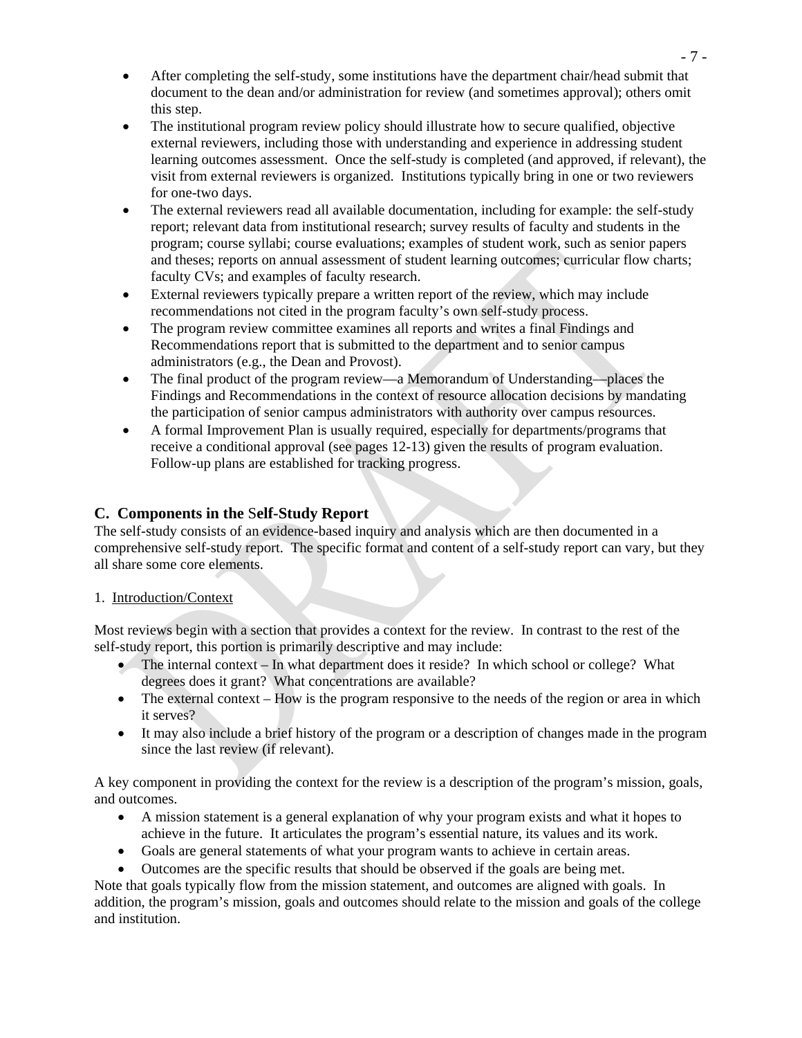- After completing the self-study, some institutions have the department chair/head submit that document to the dean and/or administration for review (and sometimes approval); others omit this step.
- The institutional program review policy should illustrate how to secure qualified, objective external reviewers, including those with understanding and experience in addressing student learning outcomes assessment. Once the self-study is completed (and approved, if relevant), the visit from external reviewers is organized. Institutions typically bring in one or two reviewers for one-two days.
- The external reviewers read all available documentation, including for example: the self-study report; relevant data from institutional research; survey results of faculty and students in the program; course syllabi; course evaluations; examples of student work, such as senior papers and theses; reports on annual assessment of student learning outcomes; curricular flow charts; faculty CVs; and examples of faculty research.
- External reviewers typically prepare a written report of the review, which may include recommendations not cited in the program faculty's own self-study process.
- The program review committee examines all reports and writes a final Findings and Recommendations report that is submitted to the department and to senior campus administrators (e.g., the Dean and Provost).
- The final product of the program review—a Memorandum of Understanding—places the Findings and Recommendations in the context of resource allocation decisions by mandating the participation of senior campus administrators with authority over campus resources.
- A formal Improvement Plan is usually required, especially for departments/programs that receive a conditional approval (see pages 12-13) given the results of program evaluation. Follow-up plans are established for tracking progress.

## C. Components in the Self-Study Report

The self-study consists of an evidence-based inquiry and analysis which are then documented in a comprehensive self-study report. The specific format and content of a self-study report can vary, but they all share some core elements.

1. Introduction/Context

Most reviews begin with a section that provides a context for the review. In contrast to the rest of the self-study report, this portion is primarily descriptive and may include:

- The internal context – In what department does it reside? In which school or college? What degrees does it grant? What concentrations are available?
- The external context – How is the program responsive to the needs of the region or area in which it serves?
- It may also include a brief history of the program or a description of changes made in the program since the last review (if relevant).

A key component in providing the context for the review is a description of the program's mission, goals, and outcomes.

- A mission statement is a general explanation of why your program exists and what it hopes to achieve in the future. It articulates the program's essential nature, its values and its work.
- Goals are general statements of what your program wants to achieve in certain areas.
- Outcomes are the specific results that should be observed if the goals are being met.

Note that goals typically flow from the mission statement, and outcomes are aligned with goals. In addition, the program's mission, goals and outcomes should relate to the mission and goals of the college and institution.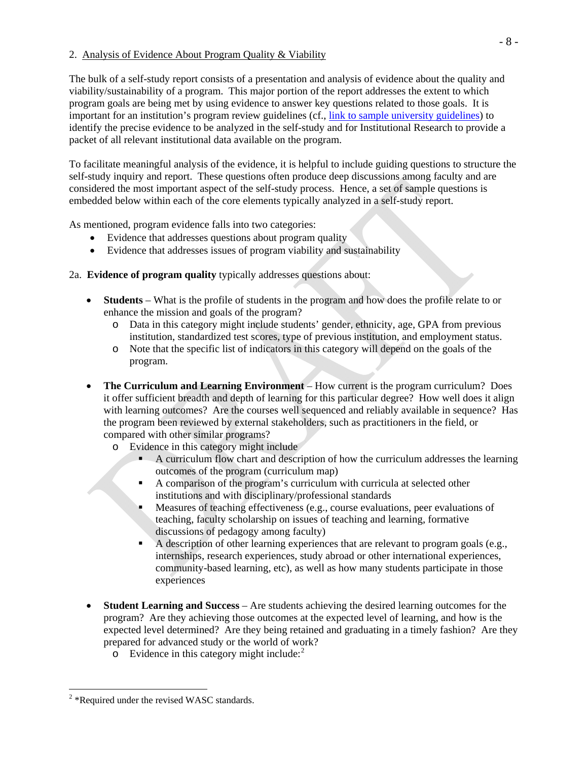2. Analysis of Evidence About Program Quality & Viability

The bulk of a self-study report consists of a presentation and analysis of evidence about the quality and viability/sustainability of a program. This major portion of the report addresses the extent to which program goals are being met by using evidence to answer key questions related to those goals. It is important for an institution's program review guidelines (cf., [link to sample university guidelines]) to identify the precise evidence to be analyzed in the self-study and for Institutional Research to provide a packet of all relevant institutional data available on the program.

To facilitate meaningful analysis of the evidence, it is helpful to include guiding questions to structure the self-study inquiry and report. These questions often produce deep discussions among faculty and are considered the most important aspect of the self-study process. Hence, a set of sample questions is embedded below within each of the core elements typically analyzed in a self-study report.

As mentioned, program evidence falls into two categories:

- Evidence that addresses questions about program quality
- Evidence that addresses issues of program viability and sustainability

2a. **Evidence of program quality** typically addresses questions about:

- **Students** – What is the profile of students in the program and how does the profile relate to or enhance the mission and goals of the program?
  - Data in this category might include students' gender, ethnicity, age, GPA from previous institution, standardized test scores, type of previous institution, and employment status.
  - Note that the specific list of indicators in this category will depend on the goals of the program.

- **The Curriculum and Learning Environment** – How current is the program curriculum? Does it offer sufficient breadth and depth of learning for this particular degree? How well does it align with learning outcomes? Are the courses well sequenced and reliably available in sequence? Has the program been reviewed by external stakeholders, such as practitioners in the field, or compared with other similar programs?
  - Evidence in this category might include
    - A curriculum flow chart and description of how the curriculum addresses the learning outcomes of the program (curriculum map)
    - A comparison of the program's curriculum with curricula at selected other institutions and with disciplinary/professional standards
    - Measures of teaching effectiveness (e.g., course evaluations, peer evaluations of teaching, faculty scholarship on issues of teaching and learning, formative discussions of pedagogy among faculty)
    - A description of other learning experiences that are relevant to program goals (e.g., internships, research experiences, study abroad or other international experiences, community-based learning, etc), as well as how many students participate in those experiences

- **Student Learning and Success** – Are students achieving the desired learning outcomes for the program? Are they achieving those outcomes at the expected level of learning, and how is the expected level determined? Are they being retained and graduating in a timely fashion? Are they prepared for advanced study or the world of work?
  - Evidence in this category might include:[2]

---

[2] *Required under the revised WASC standards.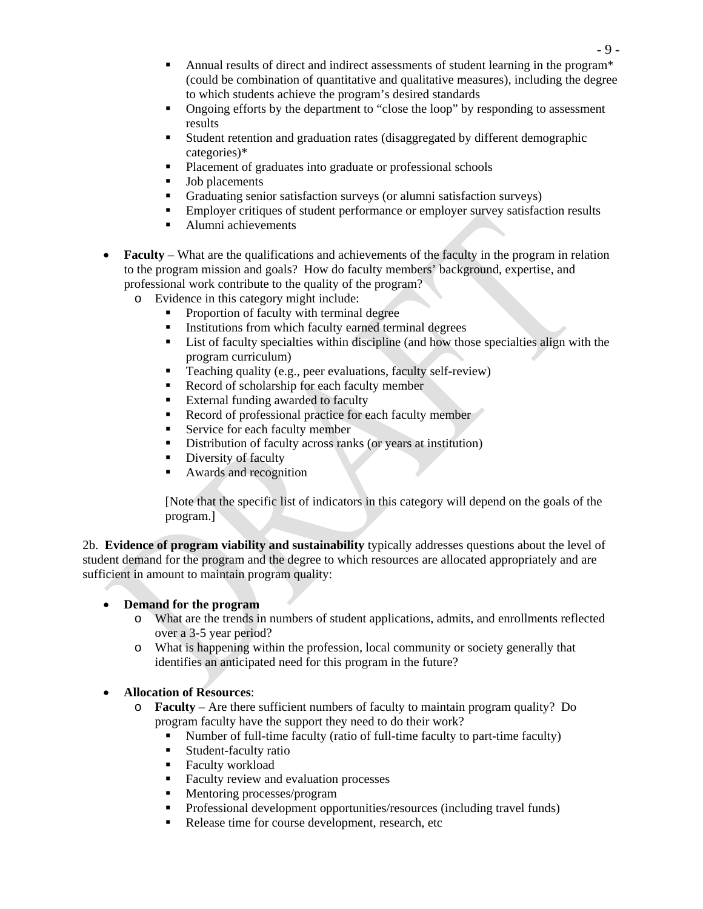- Annual results of direct and indirect assessments of student learning in the program* (could be combination of quantitative and qualitative measures), including the degree to which students achieve the program's desired standards
        - Ongoing efforts by the department to "close the loop" by responding to assessment results
        - Student retention and graduation rates (disaggregated by different demographic categories)*
        - Placement of graduates into graduate or professional schools
        - Job placements
        - Graduating senior satisfaction surveys (or alumni satisfaction surveys)
        - Employer critiques of student performance or employer survey satisfaction results
        - Alumni achievements

- **Faculty** – What are the qualifications and achievements of the faculty in the program in relation to the program mission and goals? How do faculty members' background, expertise, and professional work contribute to the quality of the program?
    - Evidence in this category might include:
        - Proportion of faculty with terminal degree
        - Institutions from which faculty earned terminal degrees
        - List of faculty specialties within discipline (and how those specialties align with the program curriculum)
        - Teaching quality (e.g., peer evaluations, faculty self-review)
        - Record of scholarship for each faculty member
        - External funding awarded to faculty
        - Record of professional practice for each faculty member
        - Service for each faculty member
        - Distribution of faculty across ranks (or years at institution)
        - Diversity of faculty
        - Awards and recognition

        [Note that the specific list of indicators in this category will depend on the goals of the program.]

2b. **Evidence of program viability and sustainability** typically addresses questions about the level of student demand for the program and the degree to which resources are allocated appropriately and are sufficient in amount to maintain program quality:

- **Demand for the program**
    - What are the trends in numbers of student applications, admits, and enrollments reflected over a 3-5 year period?
    - What is happening within the profession, local community or society generally that identifies an anticipated need for this program in the future?

- **Allocation of Resources**:
    - **Faculty** – Are there sufficient numbers of faculty to maintain program quality? Do program faculty have the support they need to do their work?
        - Number of full-time faculty (ratio of full-time faculty to part-time faculty)
        - Student-faculty ratio
        - Faculty workload
        - Faculty review and evaluation processes
        - Mentoring processes/program
        - Professional development opportunities/resources (including travel funds)
        - Release time for course development, research, etc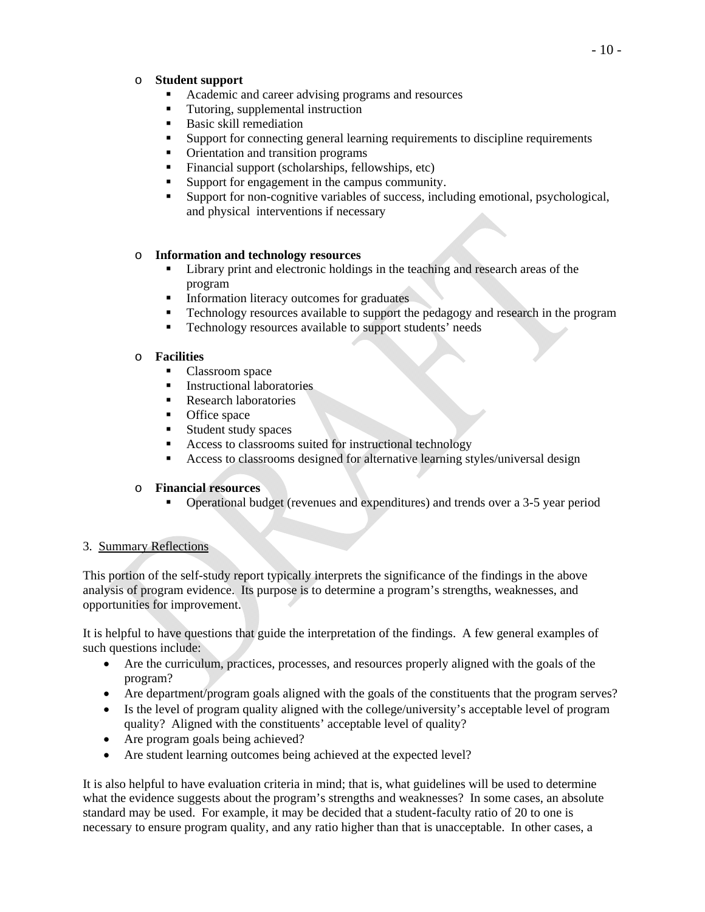- **Student support**
  - Academic and career advising programs and resources
  - Tutoring, supplemental instruction
  - Basic skill remediation
  - Support for connecting general learning requirements to discipline requirements
  - Orientation and transition programs
  - Financial support (scholarships, fellowships, etc)
  - Support for engagement in the campus community.
  - Support for non-cognitive variables of success, including emotional, psychological, and physical interventions if necessary

- **Information and technology resources**
  - Library print and electronic holdings in the teaching and research areas of the program
  - Information literacy outcomes for graduates
  - Technology resources available to support the pedagogy and research in the program
  - Technology resources available to support students' needs

- **Facilities**
  - Classroom space
  - Instructional laboratories
  - Research laboratories
  - Office space
  - Student study spaces
  - Access to classrooms suited for instructional technology
  - Access to classrooms designed for alternative learning styles/universal design

- **Financial resources**
  - Operational budget (revenues and expenditures) and trends over a 3-5 year period

3. Summary Reflections

This portion of the self-study report typically interprets the significance of the findings in the above analysis of program evidence. Its purpose is to determine a program's strengths, weaknesses, and opportunities for improvement.

It is helpful to have questions that guide the interpretation of the findings. A few general examples of such questions include:

- Are the curriculum, practices, processes, and resources properly aligned with the goals of the program?
- Are department/program goals aligned with the goals of the constituents that the program serves?
- Is the level of program quality aligned with the college/university's acceptable level of program quality? Aligned with the constituents' acceptable level of quality?
- Are program goals being achieved?
- Are student learning outcomes being achieved at the expected level?

It is also helpful to have evaluation criteria in mind; that is, what guidelines will be used to determine what the evidence suggests about the program's strengths and weaknesses? In some cases, an absolute standard may be used. For example, it may be decided that a student-faculty ratio of 20 to one is necessary to ensure program quality, and any ratio higher than that is unacceptable. In other cases, a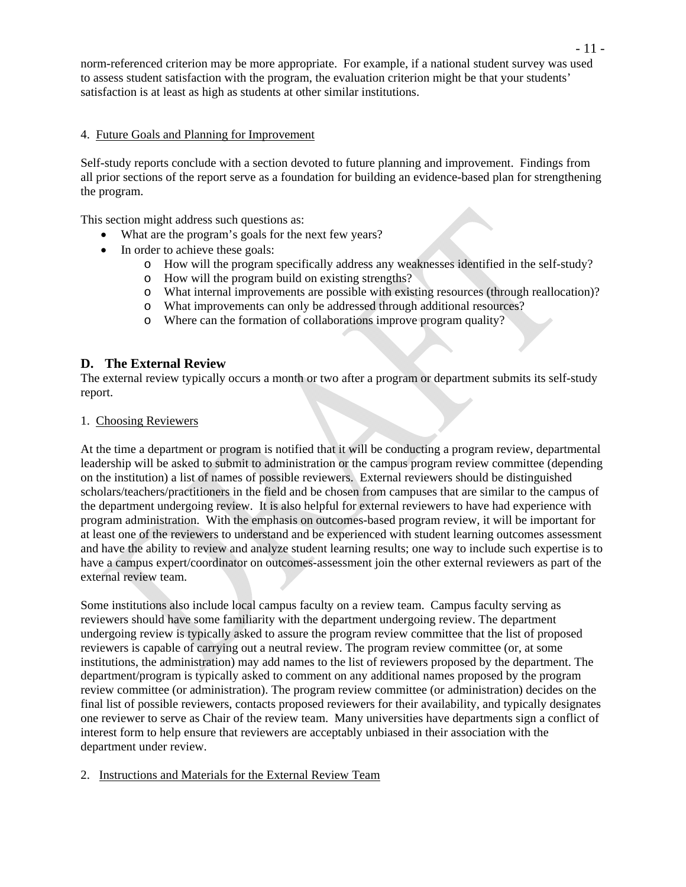norm-referenced criterion may be more appropriate. For example, if a national student survey was used to assess student satisfaction with the program, the evaluation criterion might be that your students' satisfaction is at least as high as students at other similar institutions.

4. Future Goals and Planning for Improvement

Self-study reports conclude with a section devoted to future planning and improvement. Findings from all prior sections of the report serve as a foundation for building an evidence-based plan for strengthening the program.

This section might address such questions as:

- What are the program's goals for the next few years?
- In order to achieve these goals:
  - How will the program specifically address any weaknesses identified in the self-study?
  - How will the program build on existing strengths?
  - What internal improvements are possible with existing resources (through reallocation)?
  - What improvements can only be addressed through additional resources?
  - Where can the formation of collaborations improve program quality?

## D. The External Review

The external review typically occurs a month or two after a program or department submits its self-study report.

1. Choosing Reviewers

At the time a department or program is notified that it will be conducting a program review, departmental leadership will be asked to submit to administration or the campus program review committee (depending on the institution) a list of names of possible reviewers. External reviewers should be distinguished scholars/teachers/practitioners in the field and be chosen from campuses that are similar to the campus of the department undergoing review. It is also helpful for external reviewers to have had experience with program administration. With the emphasis on outcomes-based program review, it will be important for at least one of the reviewers to understand and be experienced with student learning outcomes assessment and have the ability to review and analyze student learning results; one way to include such expertise is to have a campus expert/coordinator on outcomes-assessment join the other external reviewers as part of the external review team.

Some institutions also include local campus faculty on a review team. Campus faculty serving as reviewers should have some familiarity with the department undergoing review. The department undergoing review is typically asked to assure the program review committee that the list of proposed reviewers is capable of carrying out a neutral review. The program review committee (or, at some institutions, the administration) may add names to the list of reviewers proposed by the department. The department/program is typically asked to comment on any additional names proposed by the program review committee (or administration). The program review committee (or administration) decides on the final list of possible reviewers, contacts proposed reviewers for their availability, and typically designates one reviewer to serve as Chair of the review team. Many universities have departments sign a conflict of interest form to help ensure that reviewers are acceptably unbiased in their association with the department under review.

2. Instructions and Materials for the External Review Team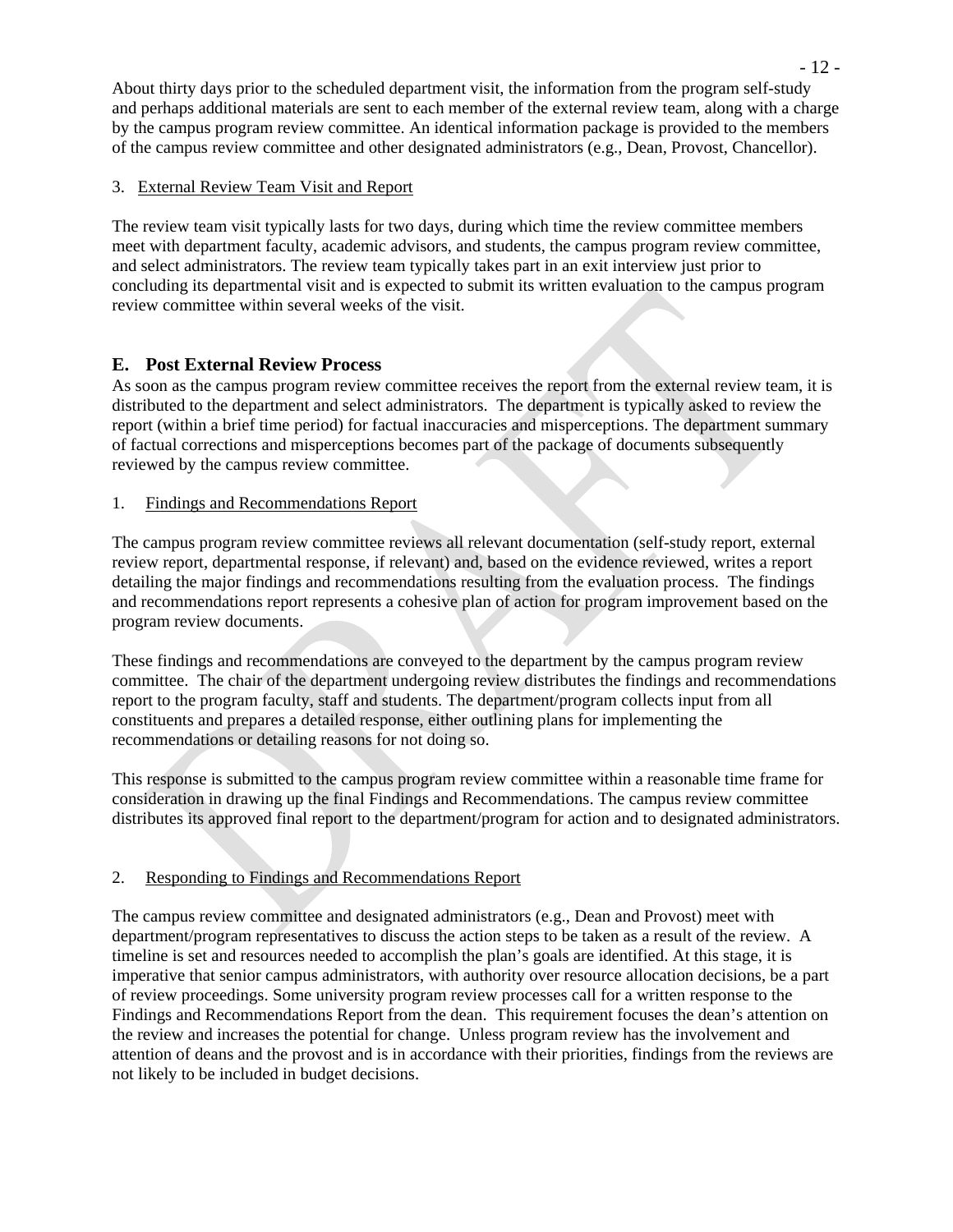About thirty days prior to the scheduled department visit, the information from the program self-study and perhaps additional materials are sent to each member of the external review team, along with a charge by the campus program review committee. An identical information package is provided to the members of the campus review committee and other designated administrators (e.g., Dean, Provost, Chancellor).

3. External Review Team Visit and Report

The review team visit typically lasts for two days, during which time the review committee members meet with department faculty, academic advisors, and students, the campus program review committee, and select administrators. The review team typically takes part in an exit interview just prior to concluding its departmental visit and is expected to submit its written evaluation to the campus program review committee within several weeks of the visit.

## E. Post External Review Process

As soon as the campus program review committee receives the report from the external review team, it is distributed to the department and select administrators. The department is typically asked to review the report (within a brief time period) for factual inaccuracies and misperceptions. The department summary of factual corrections and misperceptions becomes part of the package of documents subsequently reviewed by the campus review committee.

1. Findings and Recommendations Report

The campus program review committee reviews all relevant documentation (self-study report, external review report, departmental response, if relevant) and, based on the evidence reviewed, writes a report detailing the major findings and recommendations resulting from the evaluation process. The findings and recommendations report represents a cohesive plan of action for program improvement based on the program review documents.

These findings and recommendations are conveyed to the department by the campus program review committee. The chair of the department undergoing review distributes the findings and recommendations report to the program faculty, staff and students. The department/program collects input from all constituents and prepares a detailed response, either outlining plans for implementing the recommendations or detailing reasons for not doing so.

This response is submitted to the campus program review committee within a reasonable time frame for consideration in drawing up the final Findings and Recommendations. The campus review committee distributes its approved final report to the department/program for action and to designated administrators.

2. Responding to Findings and Recommendations Report

The campus review committee and designated administrators (e.g., Dean and Provost) meet with department/program representatives to discuss the action steps to be taken as a result of the review. A timeline is set and resources needed to accomplish the plan's goals are identified. At this stage, it is imperative that senior campus administrators, with authority over resource allocation decisions, be a part of review proceedings. Some university program review processes call for a written response to the Findings and Recommendations Report from the dean. This requirement focuses the dean's attention on the review and increases the potential for change. Unless program review has the involvement and attention of deans and the provost and is in accordance with their priorities, findings from the reviews are not likely to be included in budget decisions.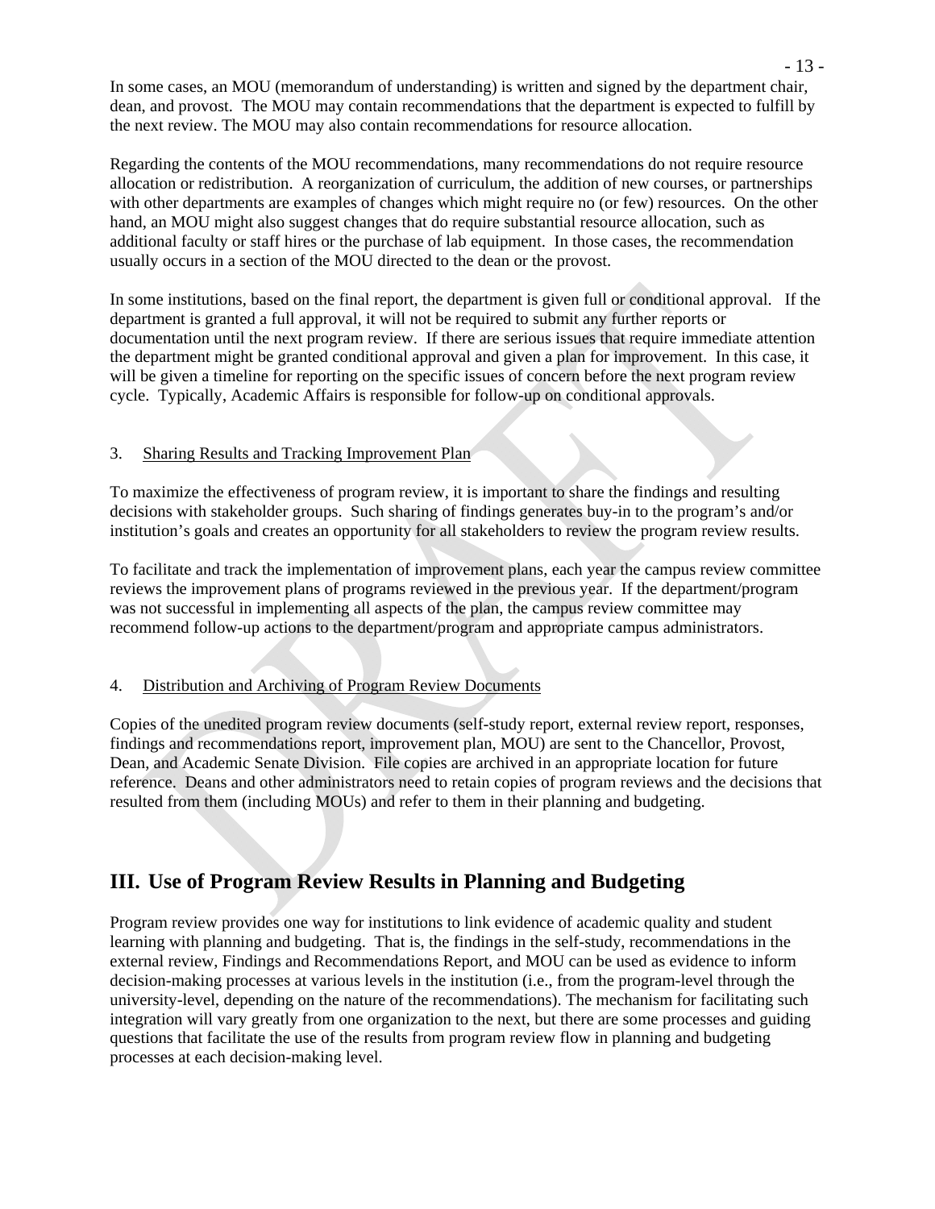In some cases, an MOU (memorandum of understanding) is written and signed by the department chair, dean, and provost. The MOU may contain recommendations that the department is expected to fulfill by the next review. The MOU may also contain recommendations for resource allocation.

Regarding the contents of the MOU recommendations, many recommendations do not require resource allocation or redistribution. A reorganization of curriculum, the addition of new courses, or partnerships with other departments are examples of changes which might require no (or few) resources. On the other hand, an MOU might also suggest changes that do require substantial resource allocation, such as additional faculty or staff hires or the purchase of lab equipment. In those cases, the recommendation usually occurs in a section of the MOU directed to the dean or the provost.

In some institutions, based on the final report, the department is given full or conditional approval. If the department is granted a full approval, it will not be required to submit any further reports or documentation until the next program review. If there are serious issues that require immediate attention the department might be granted conditional approval and given a plan for improvement. In this case, it will be given a timeline for reporting on the specific issues of concern before the next program review cycle. Typically, Academic Affairs is responsible for follow-up on conditional approvals.

3. Sharing Results and Tracking Improvement Plan

To maximize the effectiveness of program review, it is important to share the findings and resulting decisions with stakeholder groups. Such sharing of findings generates buy-in to the program's and/or institution's goals and creates an opportunity for all stakeholders to review the program review results.

To facilitate and track the implementation of improvement plans, each year the campus review committee reviews the improvement plans of programs reviewed in the previous year. If the department/program was not successful in implementing all aspects of the plan, the campus review committee may recommend follow-up actions to the department/program and appropriate campus administrators.

4. Distribution and Archiving of Program Review Documents

Copies of the unedited program review documents (self-study report, external review report, responses, findings and recommendations report, improvement plan, MOU) are sent to the Chancellor, Provost, Dean, and Academic Senate Division. File copies are archived in an appropriate location for future reference. Deans and other administrators need to retain copies of program reviews and the decisions that resulted from them (including MOUs) and refer to them in their planning and budgeting.

## III. Use of Program Review Results in Planning and Budgeting

Program review provides one way for institutions to link evidence of academic quality and student learning with planning and budgeting. That is, the findings in the self-study, recommendations in the external review, Findings and Recommendations Report, and MOU can be used as evidence to inform decision-making processes at various levels in the institution (i.e., from the program-level through the university-level, depending on the nature of the recommendations). The mechanism for facilitating such integration will vary greatly from one organization to the next, but there are some processes and guiding questions that facilitate the use of the results from program review flow in planning and budgeting processes at each decision-making level.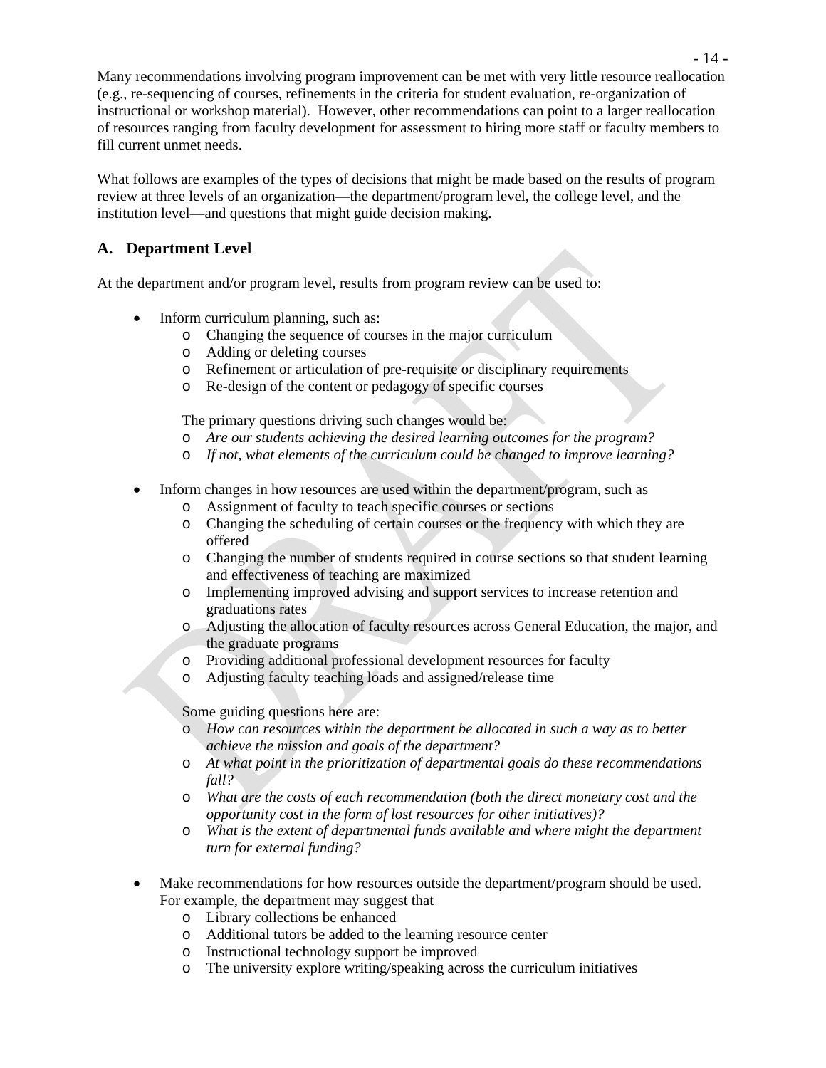Many recommendations involving program improvement can be met with very little resource reallocation (e.g., re-sequencing of courses, refinements in the criteria for student evaluation, re-organization of instructional or workshop material). However, other recommendations can point to a larger reallocation of resources ranging from faculty development for assessment to hiring more staff or faculty members to fill current unmet needs.

What follows are examples of the types of decisions that might be made based on the results of program review at three levels of an organization—the department/program level, the college level, and the institution level—and questions that might guide decision making.

## A. Department Level

At the department and/or program level, results from program review can be used to:

- Inform curriculum planning, such as:
  - Changing the sequence of courses in the major curriculum
  - Adding or deleting courses
  - Refinement or articulation of pre-requisite or disciplinary requirements
  - Re-design of the content or pedagogy of specific courses

  The primary questions driving such changes would be:
  - *Are our students achieving the desired learning outcomes for the program?*
  - *If not, what elements of the curriculum could be changed to improve learning?*

- Inform changes in how resources are used within the department/program, such as
  - Assignment of faculty to teach specific courses or sections
  - Changing the scheduling of certain courses or the frequency with which they are offered
  - Changing the number of students required in course sections so that student learning and effectiveness of teaching are maximized
  - Implementing improved advising and support services to increase retention and graduations rates
  - Adjusting the allocation of faculty resources across General Education, the major, and the graduate programs
  - Providing additional professional development resources for faculty
  - Adjusting faculty teaching loads and assigned/release time

  Some guiding questions here are:
  - *How can resources within the department be allocated in such a way as to better achieve the mission and goals of the department?*
  - *At what point in the prioritization of departmental goals do these recommendations fall?*
  - *What are the costs of each recommendation (both the direct monetary cost and the opportunity cost in the form of lost resources for other initiatives)?*
  - *What is the extent of departmental funds available and where might the department turn for external funding?*

- Make recommendations for how resources outside the department/program should be used. For example, the department may suggest that
  - Library collections be enhanced
  - Additional tutors be added to the learning resource center
  - Instructional technology support be improved
  - The university explore writing/speaking across the curriculum initiatives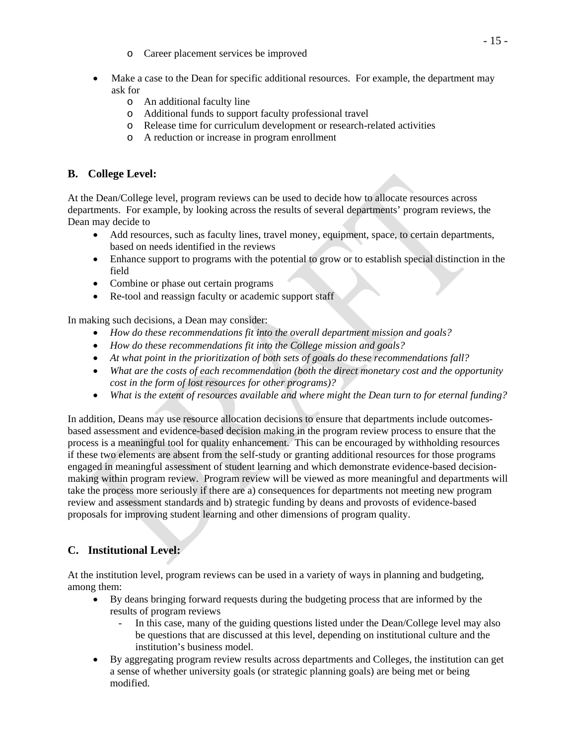- Career placement services be improved

- Make a case to the Dean for specific additional resources. For example, the department may ask for
    - An additional faculty line
    - Additional funds to support faculty professional travel
    - Release time for curriculum development or research-related activities
    - A reduction or increase in program enrollment

## B. College Level:

At the Dean/College level, program reviews can be used to decide how to allocate resources across departments. For example, by looking across the results of several departments' program reviews, the Dean may decide to

- Add resources, such as faculty lines, travel money, equipment, space, to certain departments, based on needs identified in the reviews
- Enhance support to programs with the potential to grow or to establish special distinction in the field
- Combine or phase out certain programs
- Re-tool and reassign faculty or academic support staff

In making such decisions, a Dean may consider:

- *How do these recommendations fit into the overall department mission and goals?*
- *How do these recommendations fit into the College mission and goals?*
- *At what point in the prioritization of both sets of goals do these recommendations fall?*
- *What are the costs of each recommendation (both the direct monetary cost and the opportunity cost in the form of lost resources for other programs)?*
- *What is the extent of resources available and where might the Dean turn to for eternal funding?*

In addition, Deans may use resource allocation decisions to ensure that departments include outcomes-based assessment and evidence-based decision making in the program review process to ensure that the process is a meaningful tool for quality enhancement. This can be encouraged by withholding resources if these two elements are absent from the self-study or granting additional resources for those programs engaged in meaningful assessment of student learning and which demonstrate evidence-based decision-making within program review. Program review will be viewed as more meaningful and departments will take the process more seriously if there are a) consequences for departments not meeting new program review and assessment standards and b) strategic funding by deans and provosts of evidence-based proposals for improving student learning and other dimensions of program quality.

## C. Institutional Level:

At the institution level, program reviews can be used in a variety of ways in planning and budgeting, among them:

- By deans bringing forward requests during the budgeting process that are informed by the results of program reviews
    - In this case, many of the guiding questions listed under the Dean/College level may also be questions that are discussed at this level, depending on institutional culture and the institution's business model.
- By aggregating program review results across departments and Colleges, the institution can get a sense of whether university goals (or strategic planning goals) are being met or being modified.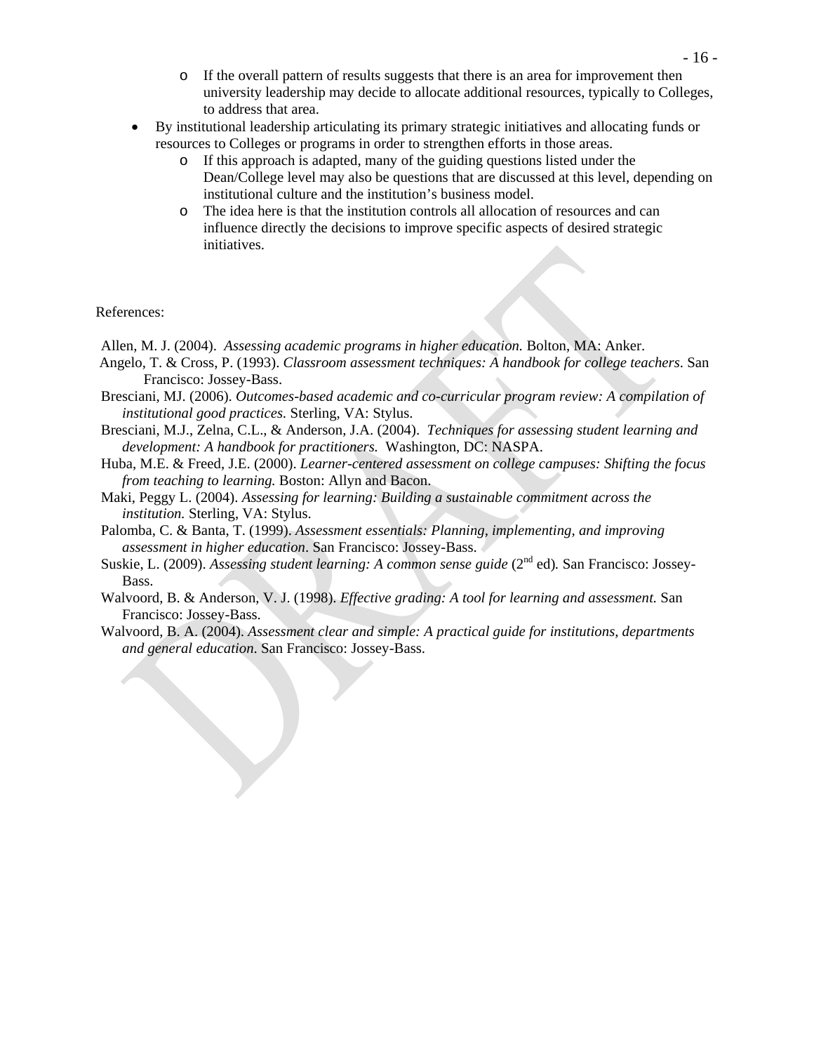- If the overall pattern of results suggests that there is an area for improvement then university leadership may decide to allocate additional resources, typically to Colleges, to address that area.
- By institutional leadership articulating its primary strategic initiatives and allocating funds or resources to Colleges or programs in order to strengthen efforts in those areas.
    - If this approach is adapted, many of the guiding questions listed under the Dean/College level may also be questions that are discussed at this level, depending on institutional culture and the institution's business model.
    - The idea here is that the institution controls all allocation of resources and can influence directly the decisions to improve specific aspects of desired strategic initiatives.

References:

Allen, M. J. (2004). *Assessing academic programs in higher education.* Bolton, MA: Anker.

Angelo, T. & Cross, P. (1993). *Classroom assessment techniques: A handbook for college teachers*. San Francisco: Jossey-Bass.

Bresciani, MJ. (2006). *Outcomes-based academic and co-curricular program review: A compilation of institutional good practices.* Sterling, VA: Stylus.

Bresciani, M.J., Zelna, C.L., & Anderson, J.A. (2004). *Techniques for assessing student learning and development: A handbook for practitioners.* Washington, DC: NASPA.

Huba, M.E. & Freed, J.E. (2000). *Learner-centered assessment on college campuses: Shifting the focus from teaching to learning.* Boston: Allyn and Bacon.

Maki, Peggy L. (2004). *Assessing for learning: Building a sustainable commitment across the institution.* Sterling, VA: Stylus.

Palomba, C. & Banta, T. (1999). *Assessment essentials: Planning, implementing, and improving assessment in higher education*. San Francisco: Jossey-Bass.

Suskie, L. (2009). *Assessing student learning: A common sense guide* (2nd ed)*.* San Francisco: Jossey-Bass.

Walvoord, B. & Anderson, V. J. (1998). *Effective grading: A tool for learning and assessment.* San Francisco: Jossey-Bass.

Walvoord, B. A. (2004). *Assessment clear and simple: A practical guide for institutions, departments and general education.* San Francisco: Jossey-Bass.